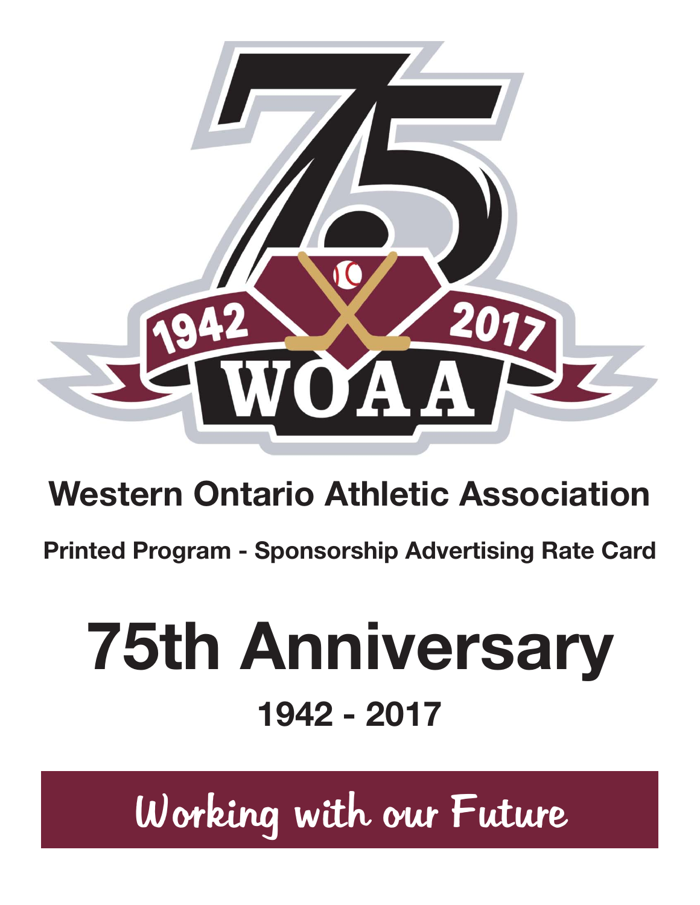# Western Ontario Athletic Association

## Printed Program - Sponsorship Advertising Rate Card

# 75th Anniversary

## 1942 - 2017

**Working with our Future**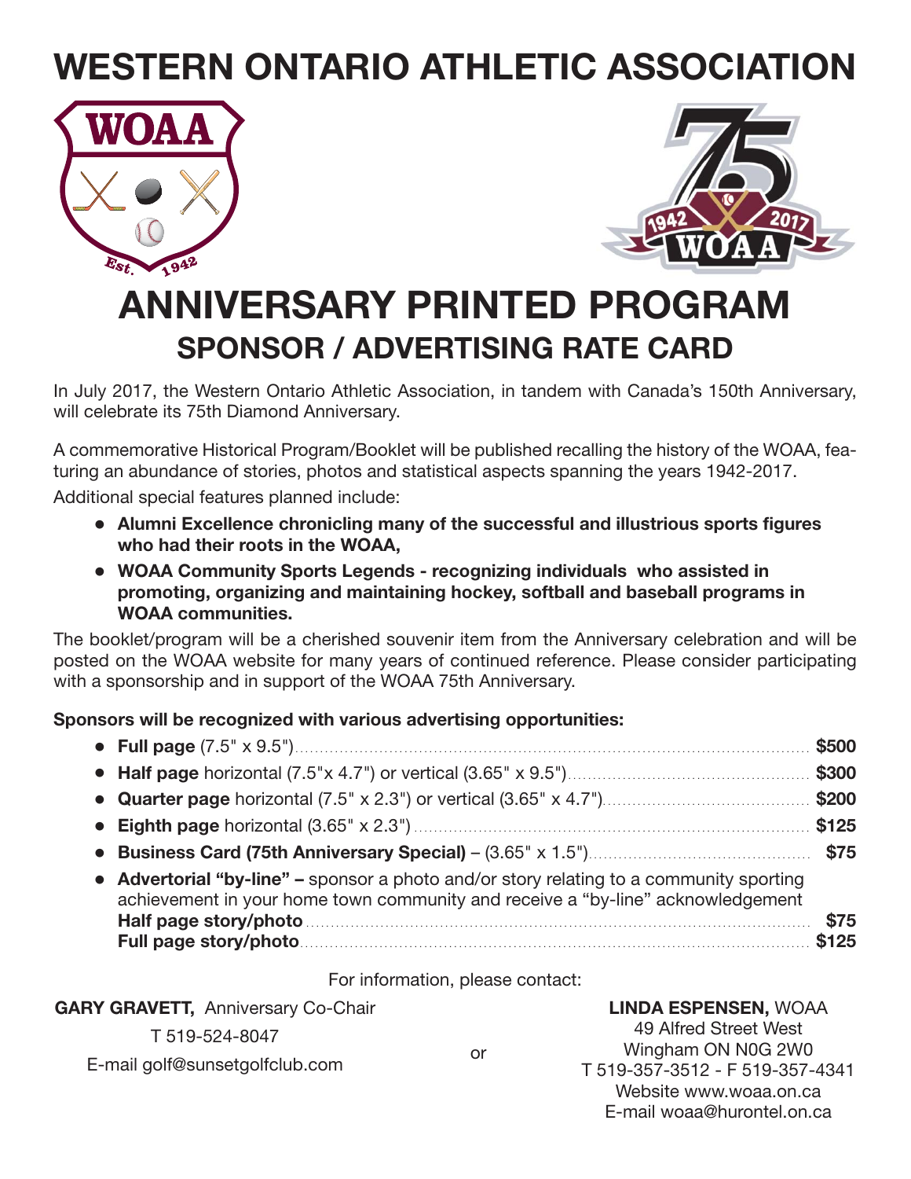# WESTERN ONTARIO ATHLETIC ASSOCIATION

# ANNIVERSARY PRINTED PROGRAM

## SPONSOR / ADVERTISING RATE CARD

In July 2017, the Western Ontario Athletic Association, in tandem with Canada's 150th Anniversary, will celebrate its 75th Diamond Anniversary.

A commemorative Historical Program/Booklet will be published recalling the history of the WOAA, featuring an abundance of stories, photos and statistical aspects spanning the years 1942-2017.

Additional special features planned include:

- **Alumni Excellence chronicling many of the successful and illustrious sports figures who had their roots in the WOAA,**
- **WOAA Community Sports Legends - recognizing individuals who assisted in promoting, organizing and maintaining hockey, softball and baseball programs in WOAA communities.**

The booklet/program will be a cherished souvenir item from the Anniversary celebration and will be posted on the WOAA website for many years of continued reference. Please consider participating with a sponsorship and in support of the WOAA 75th Anniversary.

**Sponsors will be recognized with various advertising opportunities:**

- **Full page** (7.5" x 9.5") ........ **$500**
- **Half page** horizontal (7.5"x 4.7") or vertical (3.65" x 9.5") ........ **$300**
- **Quarter page** horizontal (7.5" x 2.3") or vertical (3.65" x 4.7") ........ **$200**
- **Eighth page** horizontal (3.65" x 2.3") ........ **$125**
- **Business Card (75th Anniversary Special)** – (3.65" x 1.5") ........ **$75**
- **Advertorial "by-line" –** sponsor a photo and/or story relating to a community sporting achievement in your home town community and receive a "by-line" acknowledgement
  **Half page story/photo** ........ **$75**
  **Full page story/photo** ........ **$125**

For information, please contact:

**GARY GRAVETT,** Anniversary Co-Chair
T 519-524-8047
E-mail golf@sunsetgolfclub.com

or

**LINDA ESPENSEN,** WOAA
49 Alfred Street West
Wingham ON N0G 2W0
T 519-357-3512 - F 519-357-4341
Website www.woaa.on.ca
E-mail woaa@hurontel.on.ca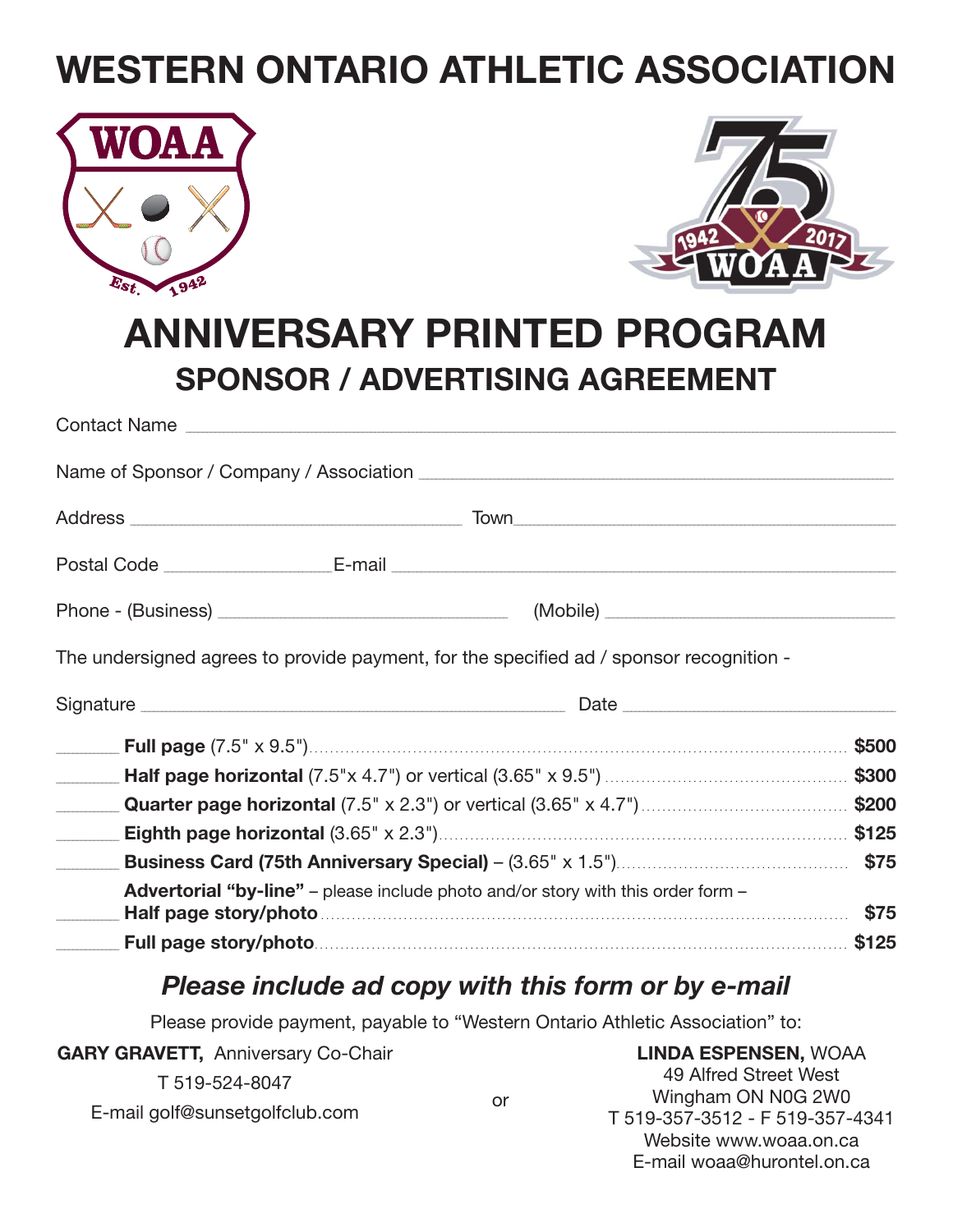# WESTERN ONTARIO ATHLETIC ASSOCIATION

# ANNIVERSARY PRINTED PROGRAM

## SPONSOR / ADVERTISING AGREEMENT

Contact Name ____________________________________________

Name of Sponsor / Company / Association ____________________________________________

Address ______________________ Town ______________________

Postal Code ______________ E-mail ______________________________

Phone - (Business) ______________________ (Mobile) ______________________

The undersigned agrees to provide payment, for the specified ad / sponsor recognition -

Signature ______________________________ Date ______________________

_______ **Full page** (7.5" x 9.5") ........ **$500**

_______ **Half page horizontal** (7.5"x 4.7") or vertical (3.65" x 9.5") ........ **$300**

_______ **Quarter page horizontal** (7.5" x 2.3") or vertical (3.65" x 4.7") ........ **$200**

_______ **Eighth page horizontal** (3.65" x 2.3") ........ **$125**

_______ **Business Card (75th Anniversary Special)** – (3.65" x 1.5") ........ **$75**

**Advertorial "by-line"** – please include photo and/or story with this order form –

_______ **Half page story/photo** ........ **$75**

_______ **Full page story/photo** ........ **$125**

### *Please include ad copy with this form or by e-mail*

Please provide payment, payable to "Western Ontario Athletic Association" to:

**GARY GRAVETT,** Anniversary Co-Chair
T 519-524-8047
E-mail golf@sunsetgolfclub.com

or

**LINDA ESPENSEN,** WOAA
49 Alfred Street West
Wingham ON N0G 2W0
T 519-357-3512 - F 519-357-4341
Website www.woaa.on.ca
E-mail woaa@hurontel.on.ca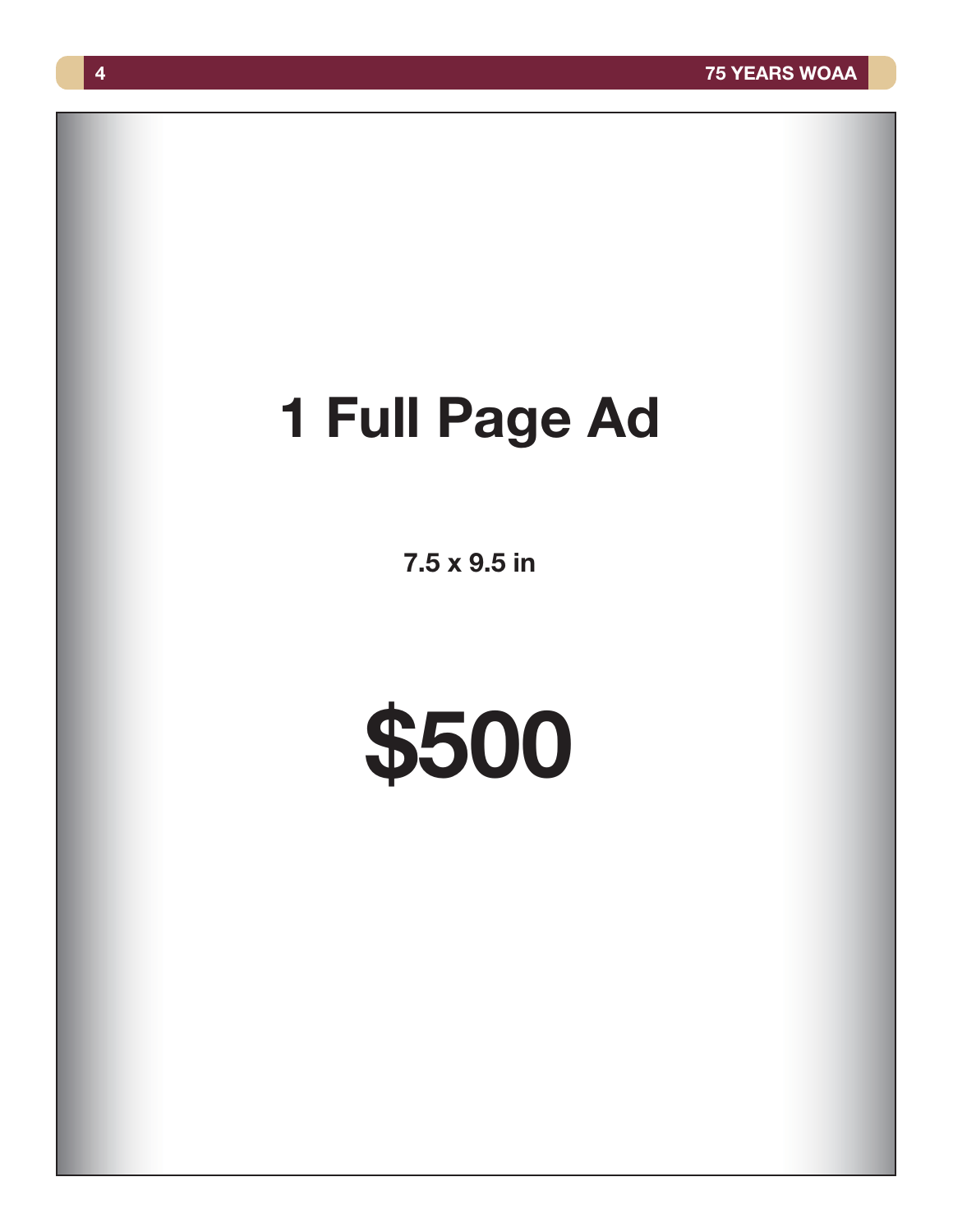# 1 Full Page Ad

**7.5 x 9.5 in**

# $500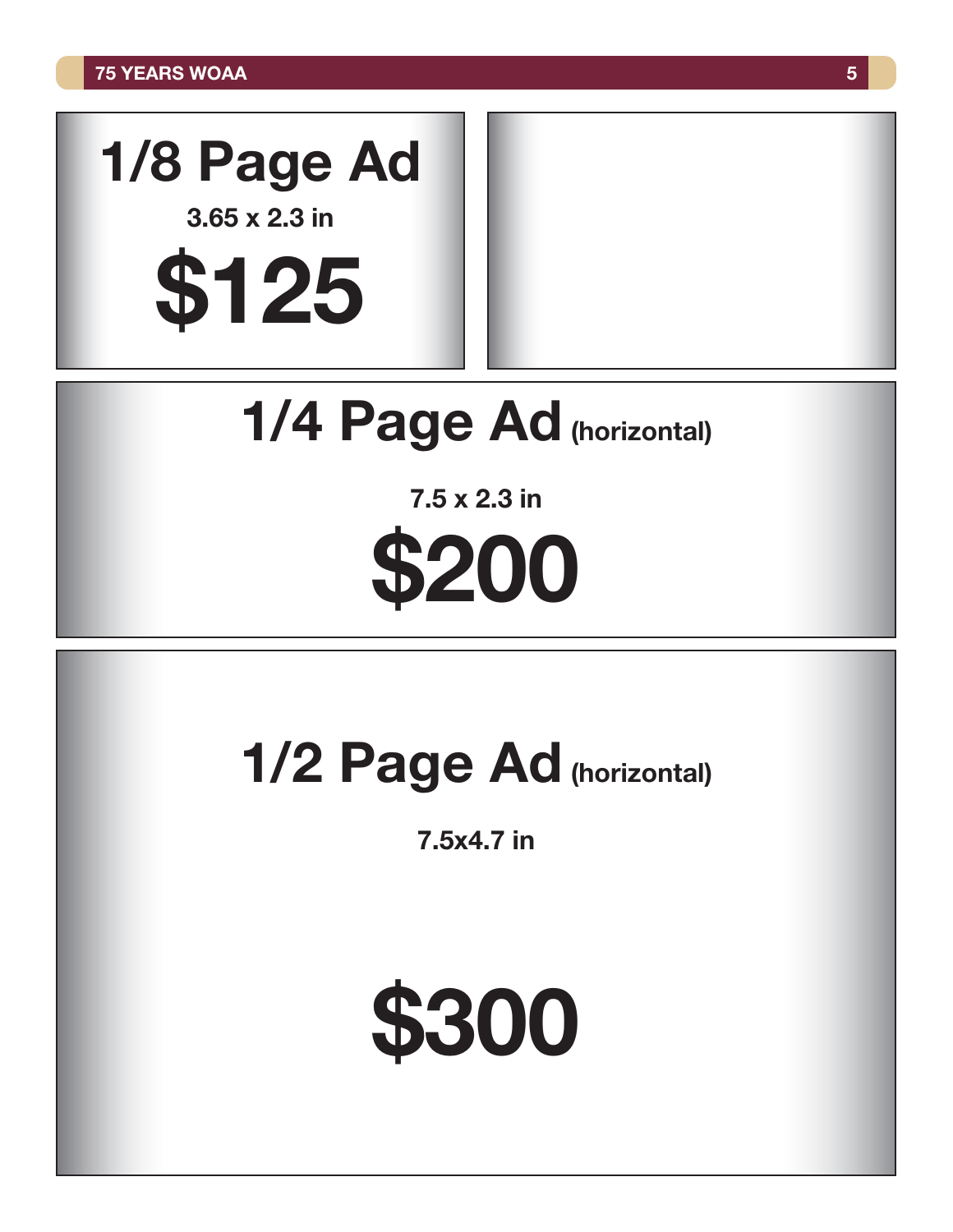## 1/8 Page Ad

**3.65 x 2.3 in**

# $125

## 1/4 Page Ad (horizontal)

**7.5 x 2.3 in**

# $200

## 1/2 Page Ad (horizontal)

**7.5x4.7 in**

# $300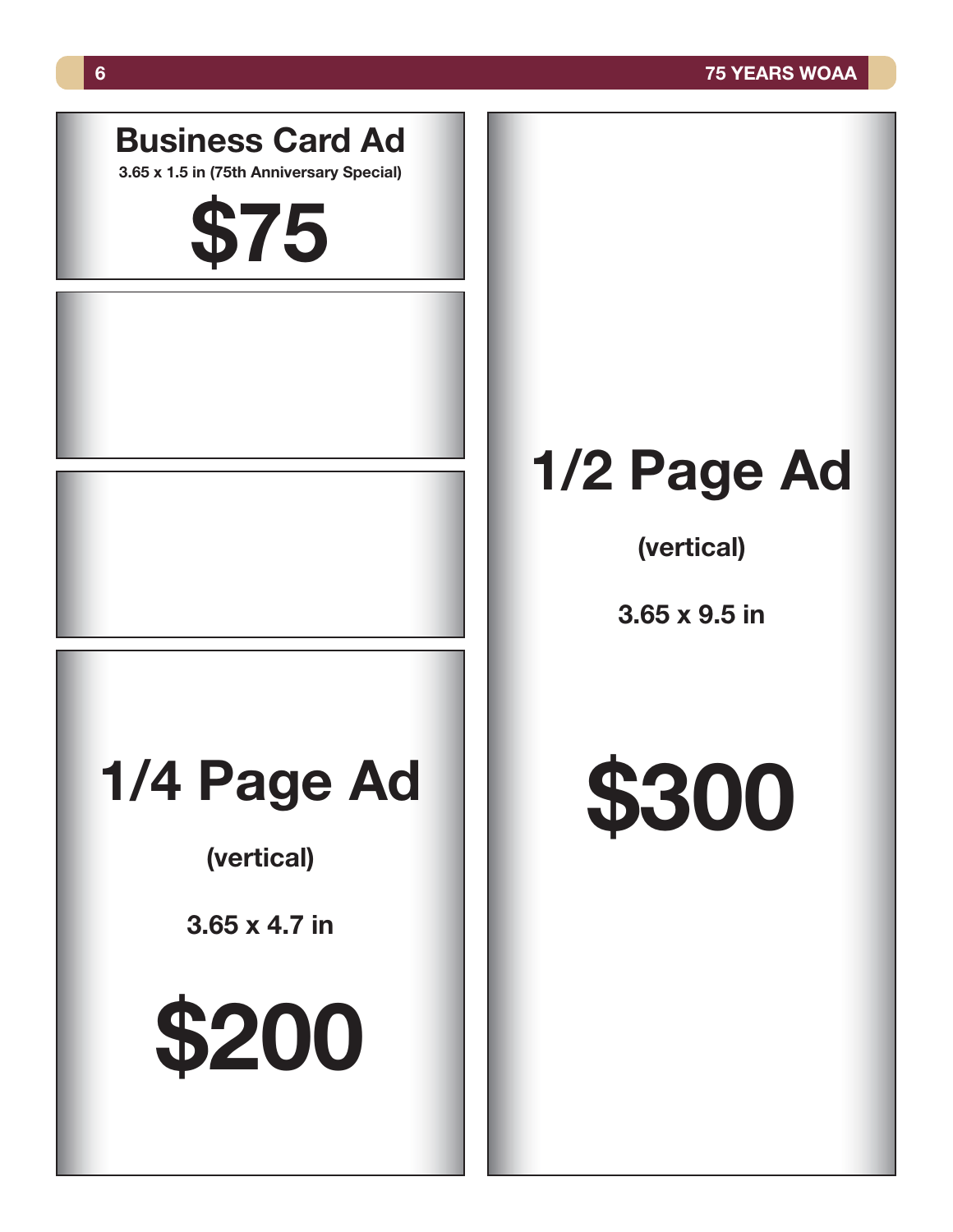## Business Card Ad

**3.65 x 1.5 in (75th Anniversary Special)**

# $75

## 1/4 Page Ad

**(vertical)**

**3.65 x 4.7 in**

# $200

## 1/2 Page Ad

**(vertical)**

**3.65 x 9.5 in**

# $300